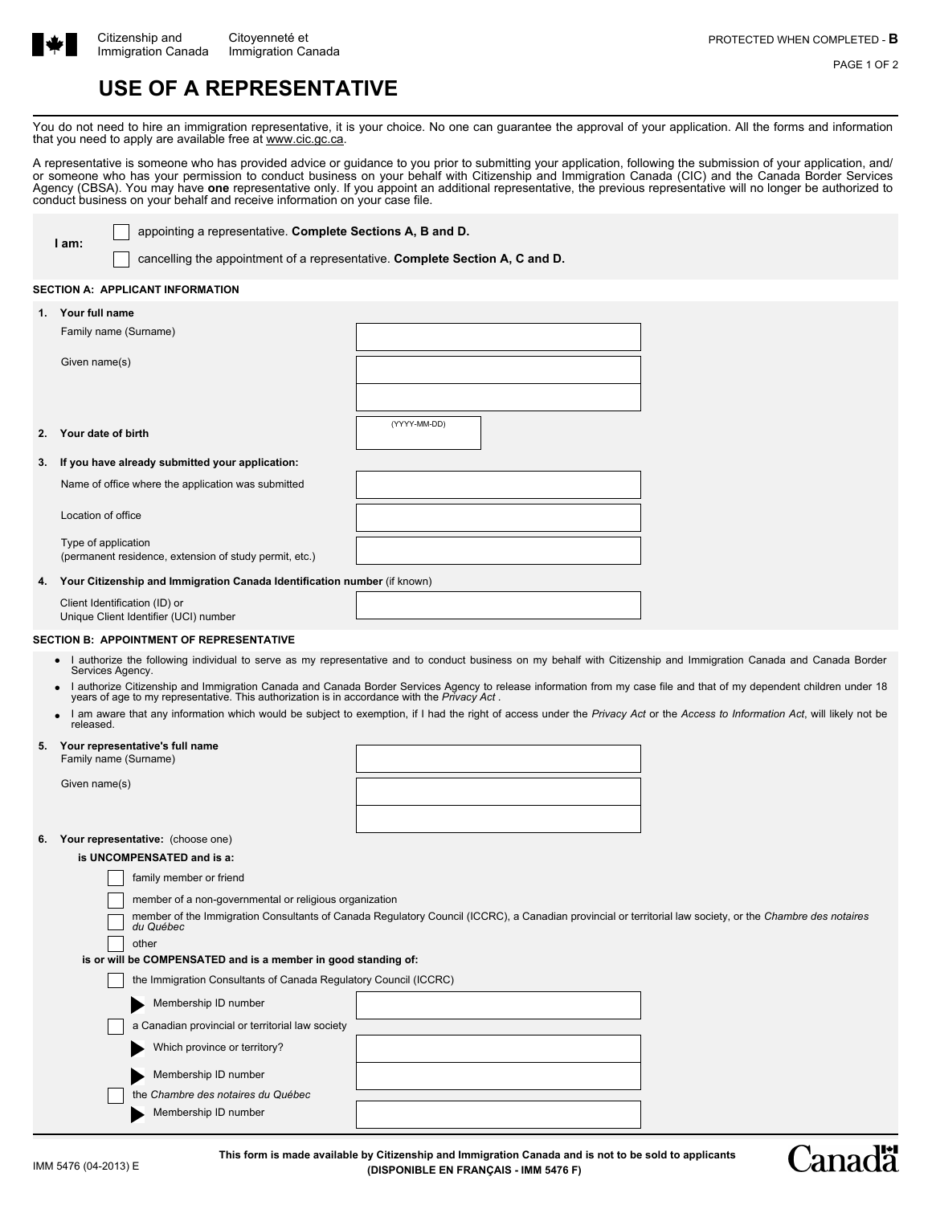Citizenship and Immigration Canada | Citoyenneté et Immigration Canada

PROTECTED WHEN COMPLETED - **B**

# USE OF A REPRESENTATIVE

You do not need to hire an immigration representative, it is your choice. No one can guarantee the approval of your application. All the forms and information that you need to apply are available free at www.cic.gc.ca.

A representative is someone who has provided advice or guidance to you prior to submitting your application, following the submission of your application, and/or someone who has your permission to conduct business on your behalf with Citizenship and Immigration Canada (CIC) and the Canada Border Services Agency (CBSA). You may have **one** representative only. If you appoint an additional representative, the previous representative will no longer be authorized to conduct business on your behalf and receive information on your case file.

**I am:**

- ☐ appointing a representative. **Complete Sections A, B and D.**
- ☐ cancelling the appointment of a representative. **Complete Section A, C and D.**

## SECTION A: APPLICANT INFORMATION

**1. Your full name**

Family name (Surname) ______

Given name(s) ______

**2. Your date of birth** (YYYY-MM-DD) ______

**3. If you have already submitted your application:**

Name of office where the application was submitted ______

Location of office ______

Type of application (permanent residence, extension of study permit, etc.) ______

**4. Your Citizenship and Immigration Canada Identification number** (if known)

Client Identification (ID) or Unique Client Identifier (UCI) number ______

## SECTION B: APPOINTMENT OF REPRESENTATIVE

- I authorize the following individual to serve as my representative and to conduct business on my behalf with Citizenship and Immigration Canada and Canada Border Services Agency.
- I authorize Citizenship and Immigration Canada and Canada Border Services Agency to release information from my case file and that of my dependent children under 18 years of age to my representative. This authorization is in accordance with the *Privacy Act* .
- I am aware that any information which would be subject to exemption, if I had the right of access under the *Privacy Act* or the *Access to Information Act*, will likely not be released.

**5. Your representative's full name**

Family name (Surname) ______

Given name(s) ______

**6. Your representative:** (choose one)

**is UNCOMPENSATED and is a:**

- ☐ family member or friend
- ☐ member of a non-governmental or religious organization
- ☐ member of the Immigration Consultants of Canada Regulatory Council (ICCRC), a Canadian provincial or territorial law society, or the *Chambre des notaires du Québec*
- ☐ other

**is or will be COMPENSATED and is a member in good standing of:**

- ☐ the Immigration Consultants of Canada Regulatory Council (ICCRC)
  - Membership ID number ______
- ☐ a Canadian provincial or territorial law society
  - Which province or territory? ______
  - Membership ID number ______
- ☐ the *Chambre des notaires du Québec*
  - Membership ID number ______

IMM 5476 (04-2013) E

**This form is made available by Citizenship and Immigration Canada and is not to be sold to applicants**
**(DISPONIBLE EN FRANÇAIS - IMM 5476 F)**

Canada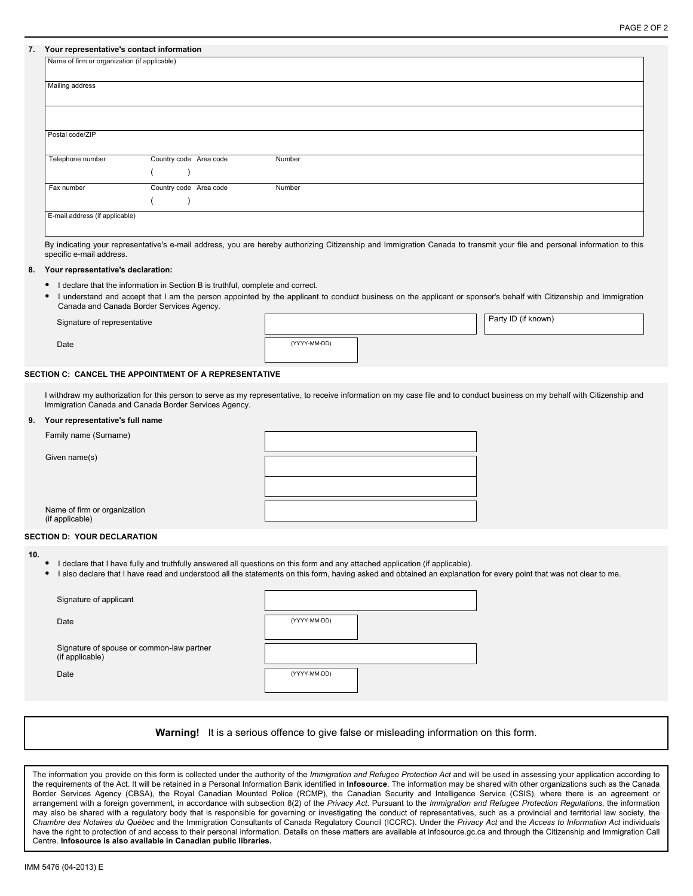**7. Your representative's contact information**

| | | | |
|---|---|---|---|
| Name of firm or organization (if applicable) | | | |
| Mailing address | | | |
| | | | |
| Postal code/ZIP | | | |
| Telephone number | Country code ( ) | Area code | Number |
| Fax number | Country code ( ) | Area code | Number |
| E-mail address (if applicable) | | | |

By indicating your representative's e-mail address, you are hereby authorizing Citizenship and Immigration Canada to transmit your file and personal information to this specific e-mail address.

**8. Your representative's declaration:**

- I declare that the information in Section B is truthful, complete and correct.
- I understand and accept that I am the person appointed by the applicant to conduct business on the applicant or sponsor's behalf with Citizenship and Immigration Canada and Canada Border Services Agency.

Signature of representative ____________________ Party ID (if known) ____________________

Date (YYYY-MM-DD) ____________________

## SECTION C: CANCEL THE APPOINTMENT OF A REPRESENTATIVE

I withdraw my authorization for this person to serve as my representative, to receive information on my case file and to conduct business on my behalf with Citizenship and Immigration Canada and Canada Border Services Agency.

**9. Your representative's full name**

Family name (Surname) ____________________

Given name(s) ____________________

Name of firm or organization (if applicable) ____________________

## SECTION D: YOUR DECLARATION

**10.**

- I declare that I have fully and truthfully answered all questions on this form and any attached application (if applicable).
- I also declare that I have read and understood all the statements on this form, having asked and obtained an explanation for every point that was not clear to me.

Signature of applicant ____________________

Date (YYYY-MM-DD) ____________________

Signature of spouse or common-law partner (if applicable) ____________________

Date (YYYY-MM-DD) ____________________

**Warning!** It is a serious offence to give false or misleading information on this form.

The information you provide on this form is collected under the authority of the *Immigration and Refugee Protection Act* and will be used in assessing your application according to the requirements of the Act. It will be retained in a Personal Information Bank identified in **Infosource**. The information may be shared with other organizations such as the Canada Border Services Agency (CBSA), the Royal Canadian Mounted Police (RCMP), the Canadian Security and Intelligence Service (CSIS), where there is an agreement or arrangement with a foreign government, in accordance with subsection 8(2) of the *Privacy Act*. Pursuant to the *Immigration and Refugee Protection Regulations*, the information may also be shared with a regulatory body that is responsible for governing or investigating the conduct of representatives, such as a provincial and territorial law society, the *Chambre des Notaires du Québec* and the Immigration Consultants of Canada Regulatory Council (ICCRC). Under the *Privacy Act* and the *Access to Information Act* individuals have the right to protection of and access to their personal information. Details on these matters are available at infosource.gc.ca and through the Citizenship and Immigration Call Centre. **Infosource is also available in Canadian public libraries.**

IMM 5476 (04-2013) E